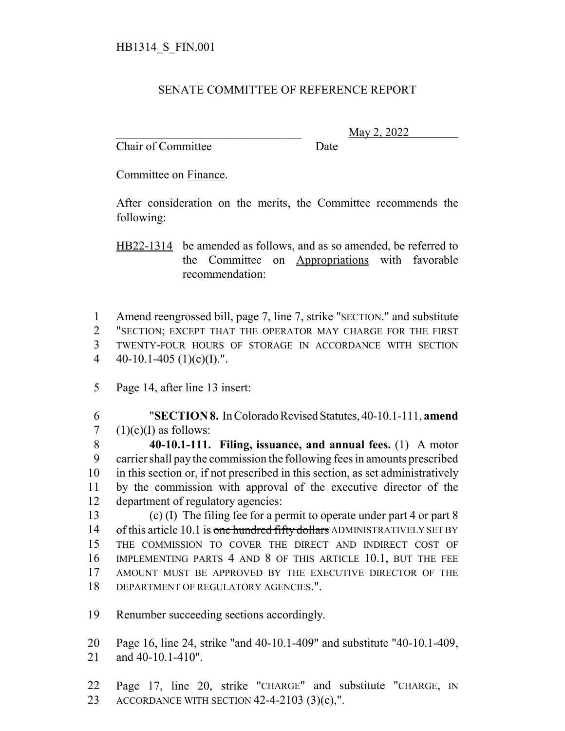HB1314_S_FIN.001

SENATE COMMITTEE OF REFERENCE REPORT

________________________________ May 2, 2022

Chair of Committee Date

Committee on Finance.

After consideration on the merits, the Committee recommends the following:

HB22-1314 be amended as follows, and as so amended, be referred to the Committee on Appropriations with favorable recommendation:

1 Amend reengrossed bill, page 7, line 7, strike "SECTION." and substitute
2 "SECTION; EXCEPT THAT THE OPERATOR MAY CHARGE FOR THE FIRST
3 TWENTY-FOUR HOURS OF STORAGE IN ACCORDANCE WITH SECTION
4 40-10.1-405 (1)(c)(I).".

5 Page 14, after line 13 insert:

6 "**SECTION 8.** In Colorado Revised Statutes, 40-10.1-111, **amend**
7 (1)(c)(I) as follows:

8 **40-10.1-111. Filing, issuance, and annual fees.** (1) A motor
9 carrier shall pay the commission the following fees in amounts prescribed
10 in this section or, if not prescribed in this section, as set administratively
11 by the commission with approval of the executive director of the
12 department of regulatory agencies:

13 (c) (I) The filing fee for a permit to operate under part 4 or part 8
14 of this article 10.1 is ~~one hundred fifty dollars~~ ADMINISTRATIVELY SET BY
15 THE COMMISSION TO COVER THE DIRECT AND INDIRECT COST OF
16 IMPLEMENTING PARTS 4 AND 8 OF THIS ARTICLE 10.1, BUT THE FEE
17 AMOUNT MUST BE APPROVED BY THE EXECUTIVE DIRECTOR OF THE
18 DEPARTMENT OF REGULATORY AGENCIES.".

19 Renumber succeeding sections accordingly.

20 Page 16, line 24, strike "and 40-10.1-409" and substitute "40-10.1-409,
21 and 40-10.1-410".

22 Page 17, line 20, strike "CHARGE" and substitute "CHARGE, IN
23 ACCORDANCE WITH SECTION 42-4-2103 (3)(c),".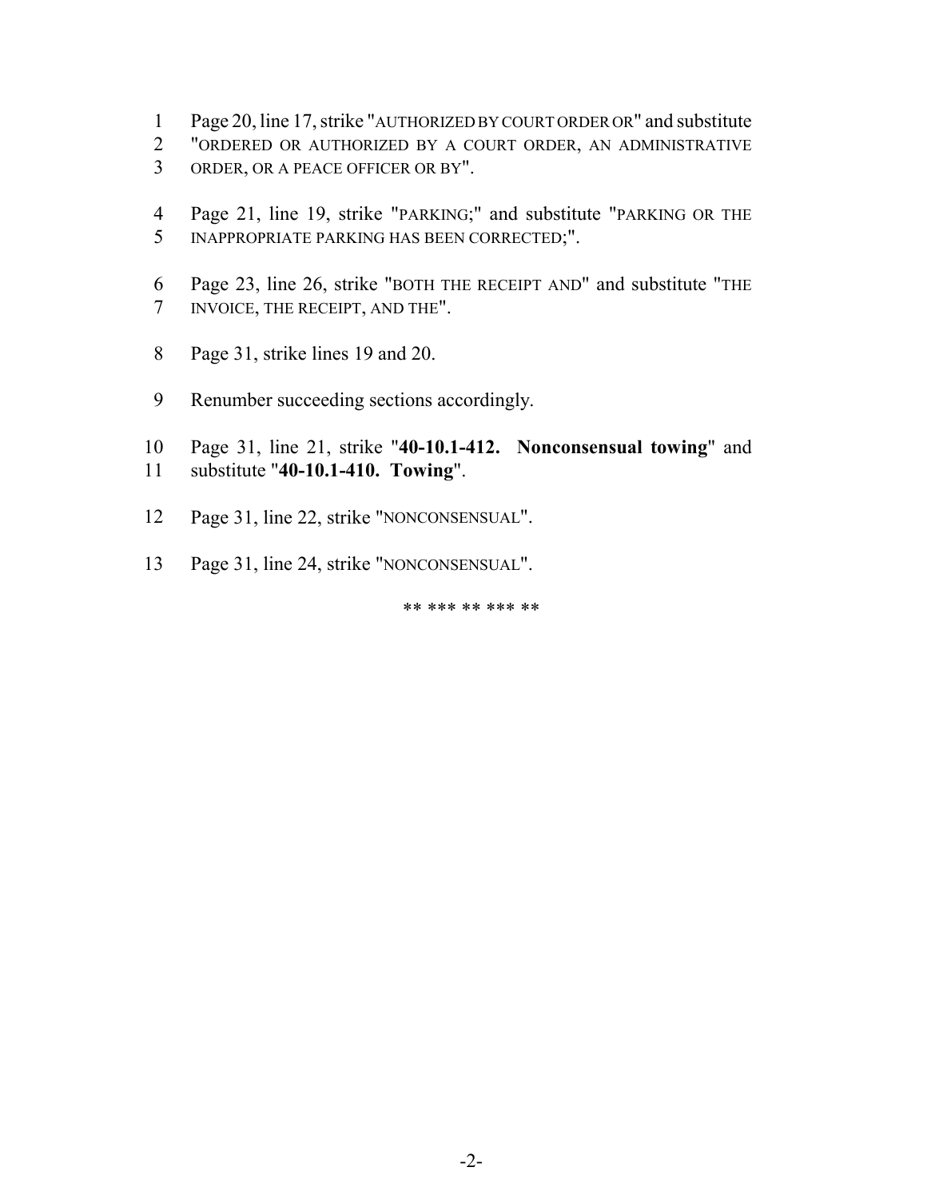Page 20, line 17, strike "AUTHORIZED BY COURT ORDER OR" and substitute "ORDERED OR AUTHORIZED BY A COURT ORDER, AN ADMINISTRATIVE ORDER, OR A PEACE OFFICER OR BY".

Page 21, line 19, strike "PARKING;" and substitute "PARKING OR THE INAPPROPRIATE PARKING HAS BEEN CORRECTED;".

Page 23, line 26, strike "BOTH THE RECEIPT AND" and substitute "THE INVOICE, THE RECEIPT, AND THE".

Page 31, strike lines 19 and 20.

Renumber succeeding sections accordingly.

Page 31, line 21, strike "**40-10.1-412. Nonconsensual towing**" and substitute "**40-10.1-410. Towing**".

Page 31, line 22, strike "NONCONSENSUAL".

Page 31, line 24, strike "NONCONSENSUAL".

** *** ** *** **